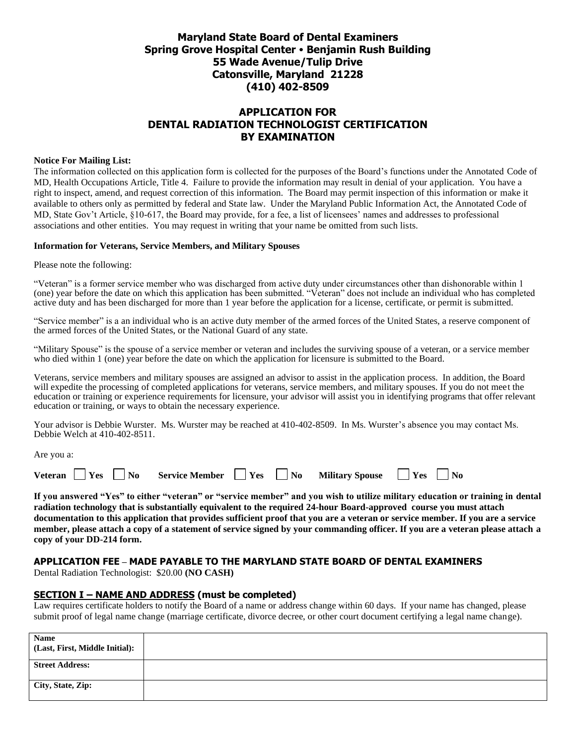# Maryland State Board of Dental Examiners
## Spring Grove Hospital Center • Benjamin Rush Building
## 55 Wade Avenue/Tulip Drive
## Catonsville, Maryland 21228
## (410) 402-8509

# APPLICATION FOR DENTAL RADIATION TECHNOLOGIST CERTIFICATION BY EXAMINATION

**Notice For Mailing List:**
The information collected on this application form is collected for the purposes of the Board's functions under the Annotated Code of MD, Health Occupations Article, Title 4. Failure to provide the information may result in denial of your application. You have a right to inspect, amend, and request correction of this information. The Board may permit inspection of this information or make it available to others only as permitted by federal and State law. Under the Maryland Public Information Act, the Annotated Code of MD, State Gov't Article, §10-617, the Board may provide, for a fee, a list of licensees' names and addresses to professional associations and other entities. You may request in writing that your name be omitted from such lists.

**Information for Veterans, Service Members, and Military Spouses**

Please note the following:

"Veteran" is a former service member who was discharged from active duty under circumstances other than dishonorable within 1 (one) year before the date on which this application has been submitted. "Veteran" does not include an individual who has completed active duty and has been discharged for more than 1 year before the application for a license, certificate, or permit is submitted.

"Service member" is a an individual who is an active duty member of the armed forces of the United States, a reserve component of the armed forces of the United States, or the National Guard of any state.

"Military Spouse" is the spouse of a service member or veteran and includes the surviving spouse of a veteran, or a service member who died within 1 (one) year before the date on which the application for licensure is submitted to the Board.

Veterans, service members and military spouses are assigned an advisor to assist in the application process. In addition, the Board will expedite the processing of completed applications for veterans, service members, and military spouses. If you do not meet the education or training or experience requirements for licensure, your advisor will assist you in identifying programs that offer relevant education or training, or ways to obtain the necessary experience.

Your advisor is Debbie Wurster. Ms. Wurster may be reached at 410-402-8509. In Ms. Wurster's absence you may contact Ms. Debbie Welch at 410-402-8511.

Are you a:

**Veteran** ☐ **Yes** ☐ **No** **Service Member** ☐ **Yes** ☐ **No** **Military Spouse** ☐ **Yes** ☐ **No**

**If you answered "Yes" to either "veteran" or "service member" and you wish to utilize military education or training in dental radiation technology that is substantially equivalent to the required 24-hour Board-approved course you must attach documentation to this application that provides sufficient proof that you are a veteran or service member. If you are a service member, please attach a copy of a statement of service signed by your commanding officer. If you are a veteran please attach a copy of your DD-214 form.**

## APPLICATION FEE – MADE PAYABLE TO THE MARYLAND STATE BOARD OF DENTAL EXAMINERS

Dental Radiation Technologist: $20.00 **(NO CASH)**

## SECTION I – NAME AND ADDRESS (must be completed)

Law requires certificate holders to notify the Board of a name or address change within 60 days. If your name has changed, please submit proof of legal name change (marriage certificate, divorce decree, or other court document certifying a legal name change).

| | |
|---|---|
| **Name (Last, First, Middle Initial):** | |
| **Street Address:** | |
| **City, State, Zip:** | |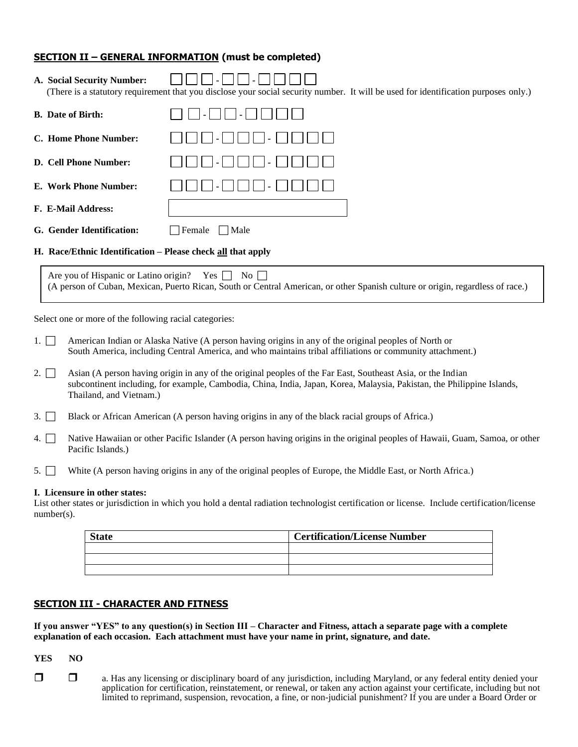## SECTION II – GENERAL INFORMATION (must be completed)

**A. Social Security Number:** ☐☐☐-☐☐-☐☐☐☐
(There is a statutory requirement that you disclose your social security number. It will be used for identification purposes only.)

**B. Date of Birth:** ☐☐-☐☐-☐☐☐☐

**C. Home Phone Number:** ☐☐☐-☐☐☐-☐☐☐☐

**D. Cell Phone Number:** ☐☐☐-☐☐☐-☐☐☐☐

**E. Work Phone Number:** ☐☐☐-☐☐☐-☐☐☐☐

**F. E-Mail Address:** ____________________

**G. Gender Identification:** ☐ Female ☐ Male

**H. Race/Ethnic Identification – Please check all that apply**

Are you of Hispanic or Latino origin? Yes ☐ No ☐
(A person of Cuban, Mexican, Puerto Rican, South or Central American, or other Spanish culture or origin, regardless of race.)

Select one or more of the following racial categories:

1. ☐ American Indian or Alaska Native (A person having origins in any of the original peoples of North or South America, including Central America, and who maintains tribal affiliations or community attachment.)
2. ☐ Asian (A person having origin in any of the original peoples of the Far East, Southeast Asia, or the Indian subcontinent including, for example, Cambodia, China, India, Japan, Korea, Malaysia, Pakistan, the Philippine Islands, Thailand, and Vietnam.)
3. ☐ Black or African American (A person having origins in any of the black racial groups of Africa.)
4. ☐ Native Hawaiian or other Pacific Islander (A person having origins in the original peoples of Hawaii, Guam, Samoa, or other Pacific Islands.)
5. ☐ White (A person having origins in any of the original peoples of Europe, the Middle East, or North Africa.)

**I. Licensure in other states:**
List other states or jurisdiction in which you hold a dental radiation technologist certification or license. Include certification/license number(s).

| State | Certification/License Number |
|---|---|
| | |
| | |
| | |

## SECTION III - CHARACTER AND FITNESS

**If you answer "YES" to any question(s) in Section III – Character and Fitness, attach a separate page with a complete explanation of each occasion. Each attachment must have your name in print, signature, and date.**

**YES NO**

☐ ☐ a. Has any licensing or disciplinary board of any jurisdiction, including Maryland, or any federal entity denied your application for certification, reinstatement, or renewal, or taken any action against your certificate, including but not limited to reprimand, suspension, revocation, a fine, or non-judicial punishment? If you are under a Board Order or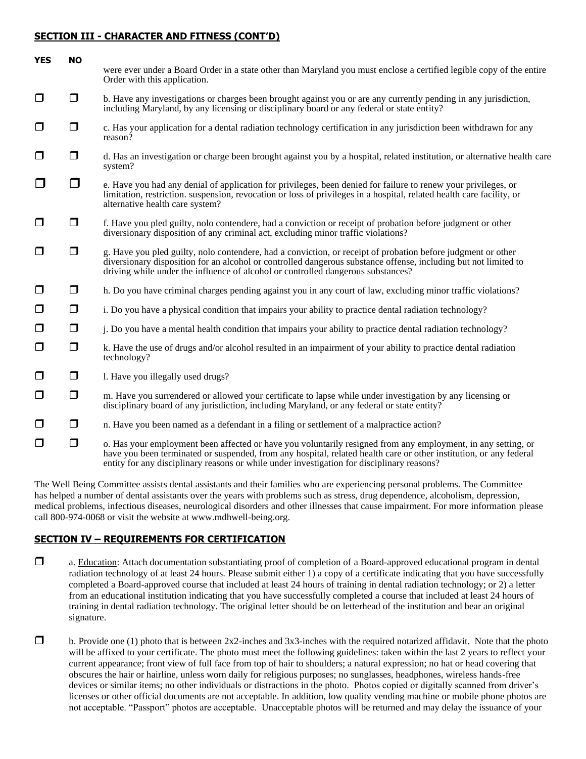## SECTION III - CHARACTER AND FITNESS (CONT'D)

| YES | NO | |
|---|---|---|
| | | were ever under a Board Order in a state other than Maryland you must enclose a certified legible copy of the entire Order with this application. |
| ☐ | ☐ | b. Have any investigations or charges been brought against you or are any currently pending in any jurisdiction, including Maryland, by any licensing or disciplinary board or any federal or state entity? |
| ☐ | ☐ | c. Has your application for a dental radiation technology certification in any jurisdiction been withdrawn for any reason? |
| ☐ | ☐ | d. Has an investigation or charge been brought against you by a hospital, related institution, or alternative health care system? |
| ☐ | ☐ | e. Have you had any denial of application for privileges, been denied for failure to renew your privileges, or limitation, restriction. suspension, revocation or loss of privileges in a hospital, related health care facility, or alternative health care system? |
| ☐ | ☐ | f. Have you pled guilty, nolo contendere, had a conviction or receipt of probation before judgment or other diversionary disposition of any criminal act, excluding minor traffic violations? |
| ☐ | ☐ | g. Have you pled guilty, nolo contendere, had a conviction, or receipt of probation before judgment or other diversionary disposition for an alcohol or controlled dangerous substance offense, including but not limited to driving while under the influence of alcohol or controlled dangerous substances? |
| ☐ | ☐ | h. Do you have criminal charges pending against you in any court of law, excluding minor traffic violations? |
| ☐ | ☐ | i. Do you have a physical condition that impairs your ability to practice dental radiation technology? |
| ☐ | ☐ | j. Do you have a mental health condition that impairs your ability to practice dental radiation technology? |
| ☐ | ☐ | k. Have the use of drugs and/or alcohol resulted in an impairment of your ability to practice dental radiation technology? |
| ☐ | ☐ | l. Have you illegally used drugs? |
| ☐ | ☐ | m. Have you surrendered or allowed your certificate to lapse while under investigation by any licensing or disciplinary board of any jurisdiction, including Maryland, or any federal or state entity? |
| ☐ | ☐ | n. Have you been named as a defendant in a filing or settlement of a malpractice action? |
| ☐ | ☐ | o. Has your employment been affected or have you voluntarily resigned from any employment, in any setting, or have you been terminated or suspended, from any hospital, related health care or other institution, or any federal entity for any disciplinary reasons or while under investigation for disciplinary reasons? |

The Well Being Committee assists dental assistants and their families who are experiencing personal problems. The Committee has helped a number of dental assistants over the years with problems such as stress, drug dependence, alcoholism, depression, medical problems, infectious diseases, neurological disorders and other illnesses that cause impairment. For more information please call 800-974-0068 or visit the website at www.mdhwell-being.org.

## SECTION IV – REQUIREMENTS FOR CERTIFICATION

☐ a. Education: Attach documentation substantiating proof of completion of a Board-approved educational program in dental radiation technology of at least 24 hours. Please submit either 1) a copy of a certificate indicating that you have successfully completed a Board-approved course that included at least 24 hours of training in dental radiation technology; or 2) a letter from an educational institution indicating that you have successfully completed a course that included at least 24 hours of training in dental radiation technology. The original letter should be on letterhead of the institution and bear an original signature.

☐ b. Provide one (1) photo that is between 2x2-inches and 3x3-inches with the required notarized affidavit. Note that the photo will be affixed to your certificate. The photo must meet the following guidelines: taken within the last 2 years to reflect your current appearance; front view of full face from top of hair to shoulders; a natural expression; no hat or head covering that obscures the hair or hairline, unless worn daily for religious purposes; no sunglasses, headphones, wireless hands-free devices or similar items; no other individuals or distractions in the photo. Photos copied or digitally scanned from driver's licenses or other official documents are not acceptable. In addition, low quality vending machine or mobile phone photos are not acceptable. "Passport" photos are acceptable. Unacceptable photos will be returned and may delay the issuance of your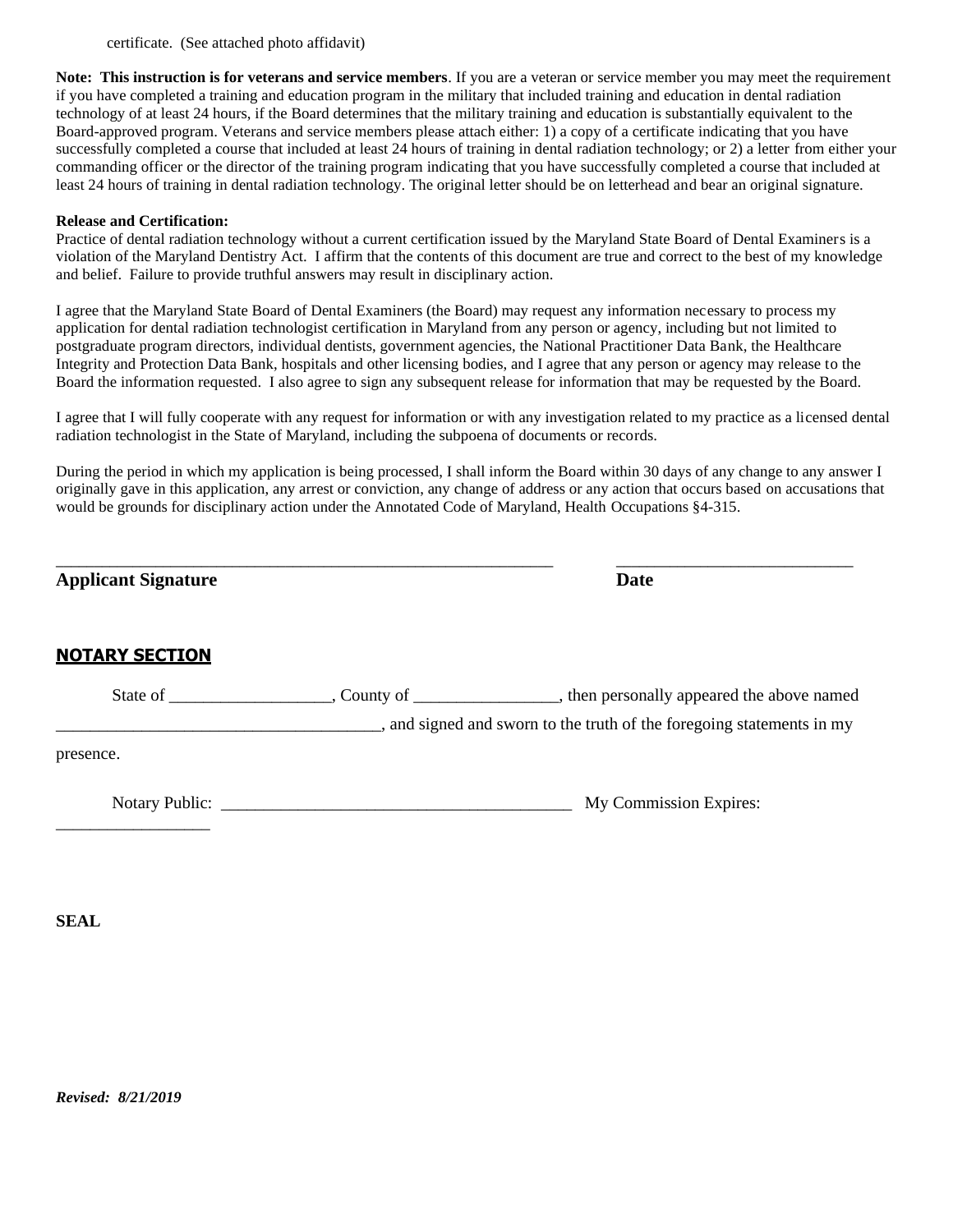certificate. (See attached photo affidavit)

**Note: This instruction is for veterans and service members**. If you are a veteran or service member you may meet the requirement if you have completed a training and education program in the military that included training and education in dental radiation technology of at least 24 hours, if the Board determines that the military training and education is substantially equivalent to the Board-approved program. Veterans and service members please attach either: 1) a copy of a certificate indicating that you have successfully completed a course that included at least 24 hours of training in dental radiation technology; or 2) a letter from either your commanding officer or the director of the training program indicating that you have successfully completed a course that included at least 24 hours of training in dental radiation technology. The original letter should be on letterhead and bear an original signature.

**Release and Certification:**
Practice of dental radiation technology without a current certification issued by the Maryland State Board of Dental Examiners is a violation of the Maryland Dentistry Act. I affirm that the contents of this document are true and correct to the best of my knowledge and belief. Failure to provide truthful answers may result in disciplinary action.

I agree that the Maryland State Board of Dental Examiners (the Board) may request any information necessary to process my application for dental radiation technologist certification in Maryland from any person or agency, including but not limited to postgraduate program directors, individual dentists, government agencies, the National Practitioner Data Bank, the Healthcare Integrity and Protection Data Bank, hospitals and other licensing bodies, and I agree that any person or agency may release to the Board the information requested. I also agree to sign any subsequent release for information that may be requested by the Board.

I agree that I will fully cooperate with any request for information or with any investigation related to my practice as a licensed dental radiation technologist in the State of Maryland, including the subpoena of documents or records.

During the period in which my application is being processed, I shall inform the Board within 30 days of any change to any answer I originally gave in this application, any arrest or conviction, any change of address or any action that occurs based on accusations that would be grounds for disciplinary action under the Annotated Code of Maryland, Health Occupations §4-315.

\_\_\_\_\_\_\_\_\_\_\_\_\_\_\_\_\_\_\_\_\_\_\_\_\_\_\_\_\_\_\_\_\_\_\_\_\_\_\_\_\_\_\_\_\_\_\_\_\_\_\_\_\_\_\_\_\_\_ \_\_\_\_\_\_\_\_\_\_\_\_\_\_\_\_\_\_\_\_\_\_\_\_\_\_\_\_

**Applicant Signature** **Date**

## NOTARY SECTION

State of \_\_\_\_\_\_\_\_\_\_\_\_\_\_\_\_\_\_\_, County of \_\_\_\_\_\_\_\_\_\_\_\_\_\_\_\_\_, then personally appeared the above named \_\_\_\_\_\_\_\_\_\_\_\_\_\_\_\_\_\_\_\_\_\_\_\_\_\_\_\_\_\_\_\_\_\_\_\_\_\_, and signed and sworn to the truth of the foregoing statements in my presence.

Notary Public: \_\_\_\_\_\_\_\_\_\_\_\_\_\_\_\_\_\_\_\_\_\_\_\_\_\_\_\_\_\_\_\_\_\_\_\_\_\_\_\_\_ My Commission Expires: \_\_\_\_\_\_\_\_\_\_\_\_\_\_\_\_\_\_

**SEAL**

***Revised: 8/21/2019***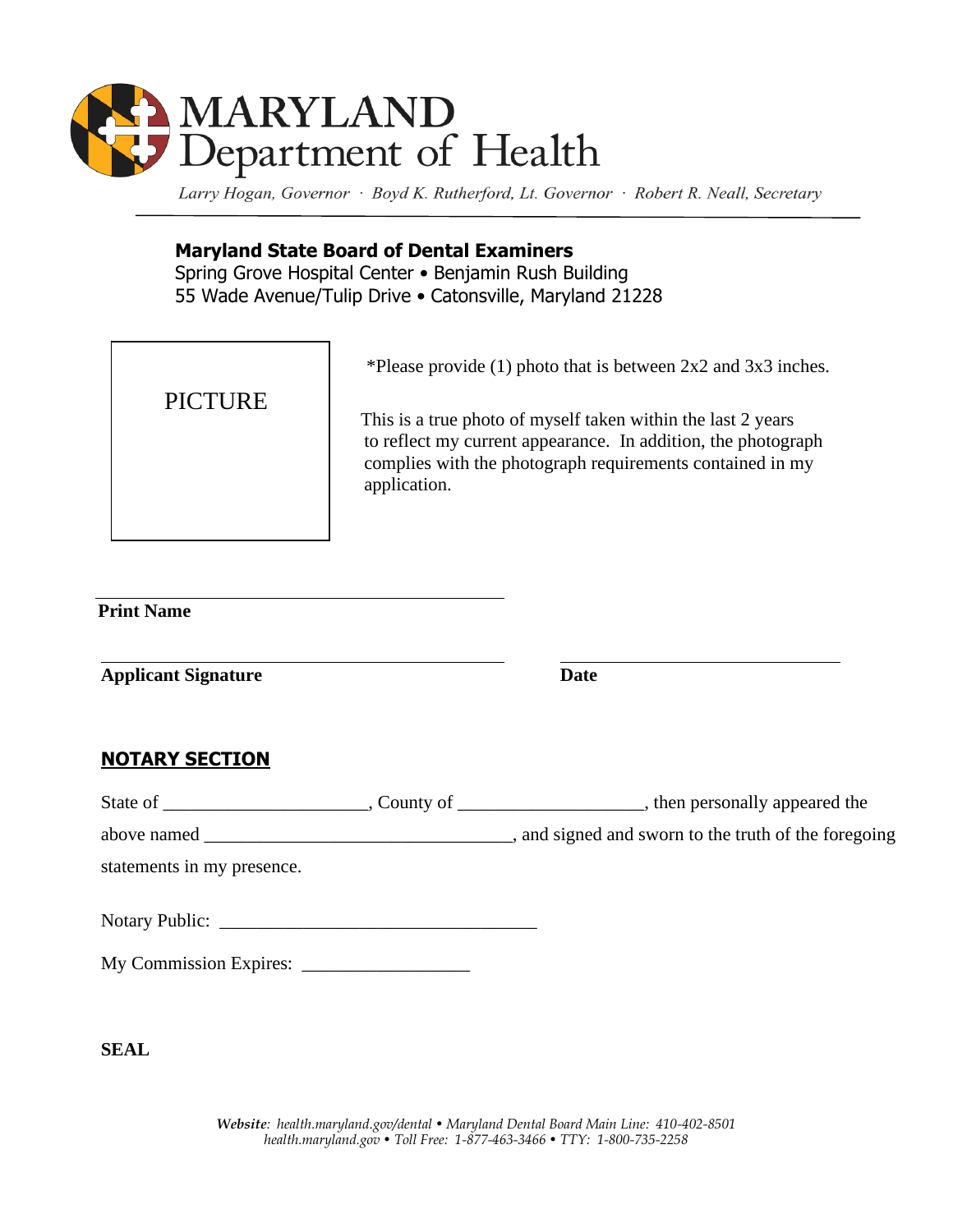# MARYLAND Department of Health

*Larry Hogan, Governor · Boyd K. Rutherford, Lt. Governor · Robert R. Neall, Secretary*

**Maryland State Board of Dental Examiners**
Spring Grove Hospital Center • Benjamin Rush Building
55 Wade Avenue/Tulip Drive • Catonsville, Maryland 21228

PICTURE

*Please provide (1) photo that is between 2x2 and 3x3 inches.

This is a true photo of myself taken within the last 2 years to reflect my current appearance. In addition, the photograph complies with the photograph requirements contained in my application.

\_\_\_\_\_\_\_\_\_\_\_\_\_\_\_\_\_\_\_\_\_\_\_\_\_\_\_\_\_\_\_\_\_\_\_\_\_\_\_\_
**Print Name**

\_\_\_\_\_\_\_\_\_\_\_\_\_\_\_\_\_\_\_\_\_\_\_\_\_\_\_\_\_\_\_\_\_\_\_\_\_\_\_\_ \_\_\_\_\_\_\_\_\_\_\_\_\_\_\_\_\_\_\_\_\_\_\_\_\_\_\_\_
**Applicant Signature** **Date**

## NOTARY SECTION

State of \_\_\_\_\_\_\_\_\_\_\_\_\_\_\_\_\_\_\_\_\_\_, County of \_\_\_\_\_\_\_\_\_\_\_\_\_\_\_\_\_\_\_\_, then personally appeared the above named \_\_\_\_\_\_\_\_\_\_\_\_\_\_\_\_\_\_\_\_\_\_\_\_\_\_\_\_\_\_\_\_\_\_, and signed and sworn to the truth of the foregoing statements in my presence.

Notary Public: \_\_\_\_\_\_\_\_\_\_\_\_\_\_\_\_\_\_\_\_\_\_\_\_\_\_\_\_\_\_\_\_\_\_

My Commission Expires: \_\_\_\_\_\_\_\_\_\_\_\_\_\_\_\_\_\_

**SEAL**

***Website**: health.maryland.gov/dental • Maryland Dental Board Main Line: 410-402-8501*
*health.maryland.gov • Toll Free: 1-877-463-3466 • TTY: 1-800-735-2258*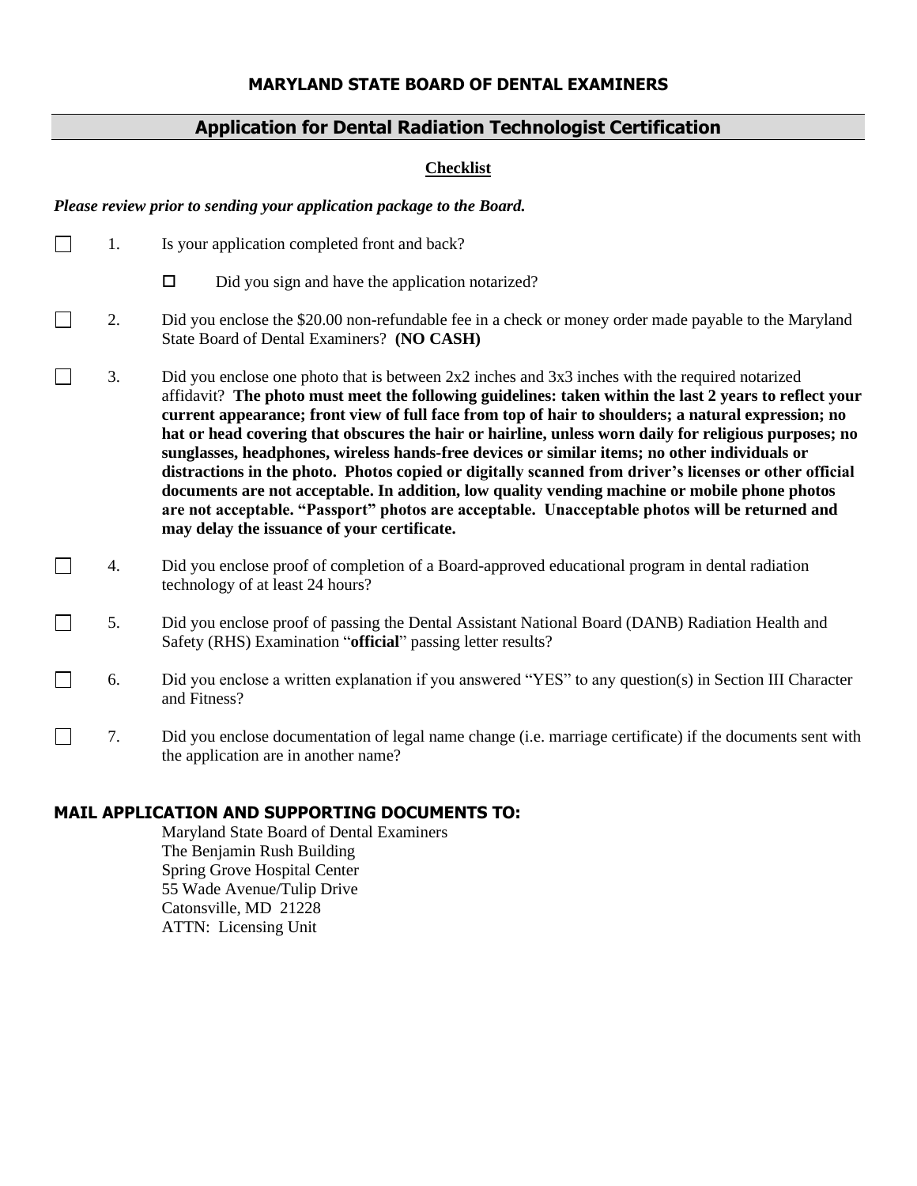**MARYLAND STATE BOARD OF DENTAL EXAMINERS**

## Application for Dental Radiation Technologist Certification

**Checklist**

***Please review prior to sending your application package to the Board.***

- ☐ 1. Is your application completed front and back?
  - ☐ Did you sign and have the application notarized?
- ☐ 2. Did you enclose the $20.00 non-refundable fee in a check or money order made payable to the Maryland State Board of Dental Examiners? **(NO CASH)**
- ☐ 3. Did you enclose one photo that is between 2x2 inches and 3x3 inches with the required notarized affidavit? **The photo must meet the following guidelines: taken within the last 2 years to reflect your current appearance; front view of full face from top of hair to shoulders; a natural expression; no hat or head covering that obscures the hair or hairline, unless worn daily for religious purposes; no sunglasses, headphones, wireless hands-free devices or similar items; no other individuals or distractions in the photo. Photos copied or digitally scanned from driver's licenses or other official documents are not acceptable. In addition, low quality vending machine or mobile phone photos are not acceptable. "Passport" photos are acceptable. Unacceptable photos will be returned and may delay the issuance of your certificate.**
- ☐ 4. Did you enclose proof of completion of a Board-approved educational program in dental radiation technology of at least 24 hours?
- ☐ 5. Did you enclose proof of passing the Dental Assistant National Board (DANB) Radiation Health and Safety (RHS) Examination "**official**" passing letter results?
- ☐ 6. Did you enclose a written explanation if you answered "YES" to any question(s) in Section III Character and Fitness?
- ☐ 7. Did you enclose documentation of legal name change (i.e. marriage certificate) if the documents sent with the application are in another name?

**MAIL APPLICATION AND SUPPORTING DOCUMENTS TO:**

Maryland State Board of Dental Examiners
The Benjamin Rush Building
Spring Grove Hospital Center
55 Wade Avenue/Tulip Drive
Catonsville, MD 21228
ATTN: Licensing Unit